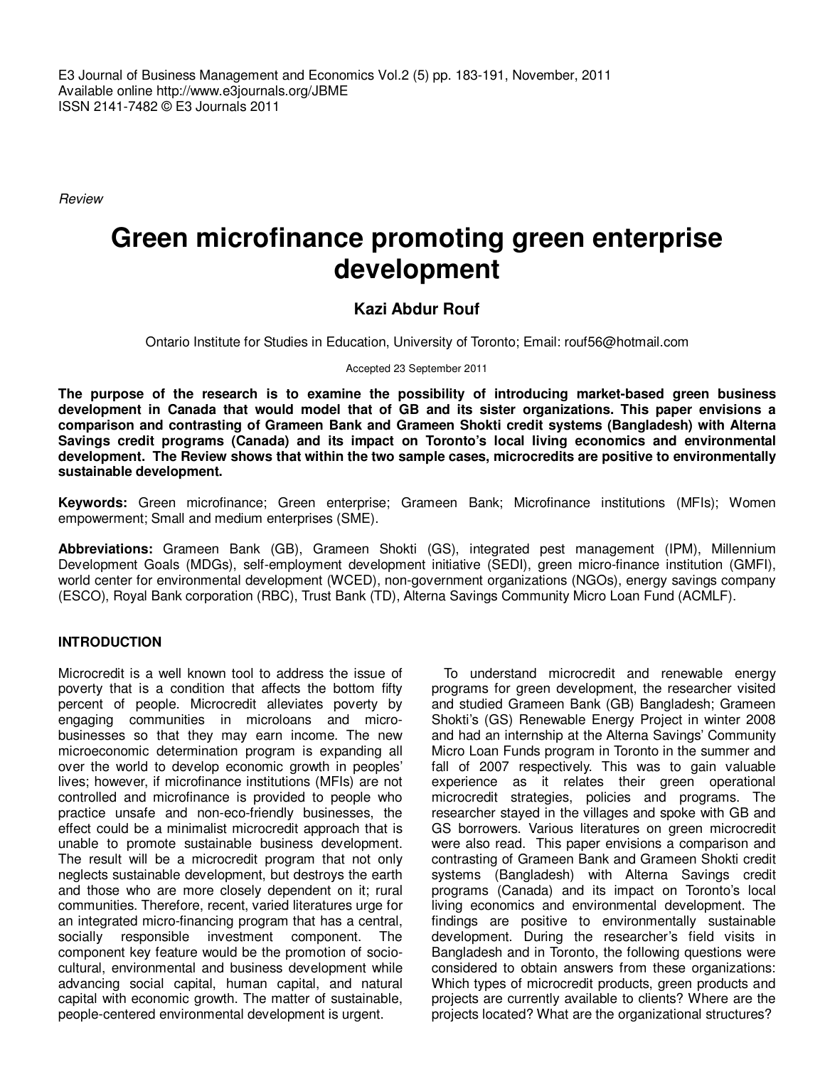*Review*

# Green microfinance promoting green enterprise development

**Kazi Abdur Rouf**

Ontario Institute for Studies in Education, University of Toronto; Email: rouf56@hotmail.com

Accepted 23 September 2011

**The purpose of the research is to examine the possibility of introducing market-based green business development in Canada that would model that of GB and its sister organizations. This paper envisions a comparison and contrasting of Grameen Bank and Grameen Shokti credit systems (Bangladesh) with Alterna Savings credit programs (Canada) and its impact on Toronto's local living economics and environmental development. The Review shows that within the two sample cases, microcredits are positive to environmentally sustainable development.**

**Keywords:** Green microfinance; Green enterprise; Grameen Bank; Microfinance institutions (MFIs); Women empowerment; Small and medium enterprises (SME).

**Abbreviations:** Grameen Bank (GB), Grameen Shokti (GS), integrated pest management (IPM), Millennium Development Goals (MDGs), self-employment development initiative (SEDI), green micro-finance institution (GMFI), world center for environmental development (WCED), non-government organizations (NGOs), energy savings company (ESCO), Royal Bank corporation (RBC), Trust Bank (TD), Alterna Savings Community Micro Loan Fund (ACMLF).

## INTRODUCTION

Microcredit is a well known tool to address the issue of poverty that is a condition that affects the bottom fifty percent of people. Microcredit alleviates poverty by engaging communities in microloans and micro-businesses so that they may earn income. The new microeconomic determination program is expanding all over the world to develop economic growth in peoples' lives; however, if microfinance institutions (MFIs) are not controlled and microfinance is provided to people who practice unsafe and non-eco-friendly businesses, the effect could be a minimalist microcredit approach that is unable to promote sustainable business development. The result will be a microcredit program that not only neglects sustainable development, but destroys the earth and those who are more closely dependent on it; rural communities. Therefore, recent, varied literatures urge for an integrated micro-financing program that has a central, socially responsible investment component. The component key feature would be the promotion of socio-cultural, environmental and business development while advancing social capital, human capital, and natural capital with economic growth. The matter of sustainable, people-centered environmental development is urgent.

To understand microcredit and renewable energy programs for green development, the researcher visited and studied Grameen Bank (GB) Bangladesh; Grameen Shokti's (GS) Renewable Energy Project in winter 2008 and had an internship at the Alterna Savings' Community Micro Loan Funds program in Toronto in the summer and fall of 2007 respectively. This was to gain valuable experience as it relates their green operational microcredit strategies, policies and programs. The researcher stayed in the villages and spoke with GB and GS borrowers. Various literatures on green microcredit were also read. This paper envisions a comparison and contrasting of Grameen Bank and Grameen Shokti credit systems (Bangladesh) with Alterna Savings credit programs (Canada) and its impact on Toronto's local living economics and environmental development. The findings are positive to environmentally sustainable development. During the researcher's field visits in Bangladesh and in Toronto, the following questions were considered to obtain answers from these organizations: Which types of microcredit products, green products and projects are currently available to clients? Where are the projects located? What are the organizational structures?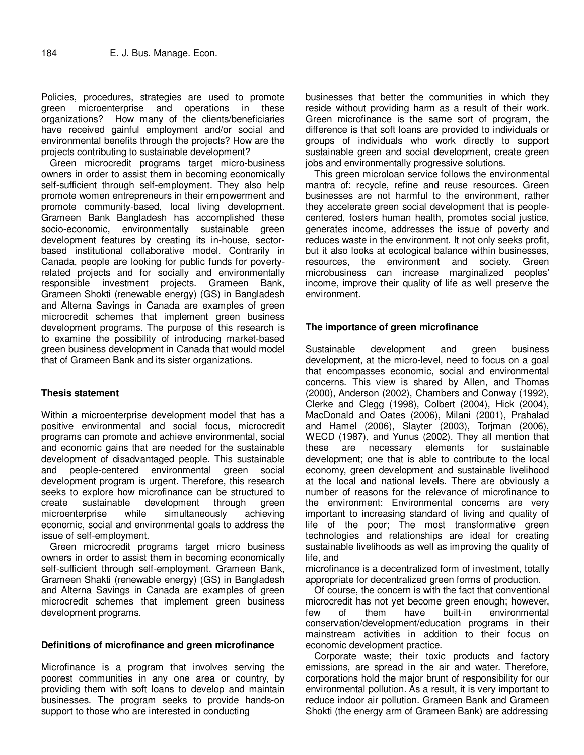Policies, procedures, strategies are used to promote green microenterprise and operations in these organizations? How many of the clients/beneficiaries have received gainful employment and/or social and environmental benefits through the projects? How are the projects contributing to sustainable development?

Green microcredit programs target micro-business owners in order to assist them in becoming economically self-sufficient through self-employment. They also help promote women entrepreneurs in their empowerment and promote community-based, local living development. Grameen Bank Bangladesh has accomplished these socio-economic, environmentally sustainable green development features by creating its in-house, sector-based institutional collaborative model. Contrarily in Canada, people are looking for public funds for poverty-related projects and for socially and environmentally responsible investment projects. Grameen Bank, Grameen Shokti (renewable energy) (GS) in Bangladesh and Alterna Savings in Canada are examples of green microcredit schemes that implement green business development programs. The purpose of this research is to examine the possibility of introducing market-based green business development in Canada that would model that of Grameen Bank and its sister organizations.

## Thesis statement

Within a microenterprise development model that has a positive environmental and social focus, microcredit programs can promote and achieve environmental, social and economic gains that are needed for the sustainable development of disadvantaged people. This sustainable and people-centered environmental green social development program is urgent. Therefore, this research seeks to explore how microfinance can be structured to create sustainable development through green microenterprise while simultaneously achieving economic, social and environmental goals to address the issue of self-employment.

Green microcredit programs target micro business owners in order to assist them in becoming economically self-sufficient through self-employment. Grameen Bank, Grameen Shakti (renewable energy) (GS) in Bangladesh and Alterna Savings in Canada are examples of green microcredit schemes that implement green business development programs.

## Definitions of microfinance and green microfinance

Microfinance is a program that involves serving the poorest communities in any one area or country, by providing them with soft loans to develop and maintain businesses. The program seeks to provide hands-on support to those who are interested in conducting businesses that better the communities in which they reside without providing harm as a result of their work. Green microfinance is the same sort of program, the difference is that soft loans are provided to individuals or groups of individuals who work directly to support sustainable green and social development, create green jobs and environmentally progressive solutions.

This green microloan service follows the environmental mantra of: recycle, refine and reuse resources. Green businesses are not harmful to the environment, rather they accelerate green social development that is people-centered, fosters human health, promotes social justice, generates income, addresses the issue of poverty and reduces waste in the environment. It not only seeks profit, but it also looks at ecological balance within businesses, resources, the environment and society. Green microbusiness can increase marginalized peoples' income, improve their quality of life as well preserve the environment.

## The importance of green microfinance

Sustainable development and green business development, at the micro-level, need to focus on a goal that encompasses economic, social and environmental concerns. This view is shared by Allen, and Thomas (2000), Anderson (2002), Chambers and Conway (1992), Clerke and Clegg (1998), Colbert (2004), Hick (2004), MacDonald and Oates (2006), Milani (2001), Prahalad and Hamel (2006), Slayter (2003), Torjman (2006), WECD (1987), and Yunus (2002). They all mention that these are necessary elements for sustainable development; one that is able to contribute to the local economy, green development and sustainable livelihood at the local and national levels. There are obviously a number of reasons for the relevance of microfinance to the environment: Environmental concerns are very important to increasing standard of living and quality of life of the poor; The most transformative green technologies and relationships are ideal for creating sustainable livelihoods as well as improving the quality of life, and

microfinance is a decentralized form of investment, totally appropriate for decentralized green forms of production.

Of course, the concern is with the fact that conventional microcredit has not yet become green enough; however, few of them have built-in environmental conservation/development/education programs in their mainstream activities in addition to their focus on economic development practice.

Corporate waste; their toxic products and factory emissions, are spread in the air and water. Therefore, corporations hold the major brunt of responsibility for our environmental pollution. As a result, it is very important to reduce indoor air pollution. Grameen Bank and Grameen Shokti (the energy arm of Grameen Bank) are addressing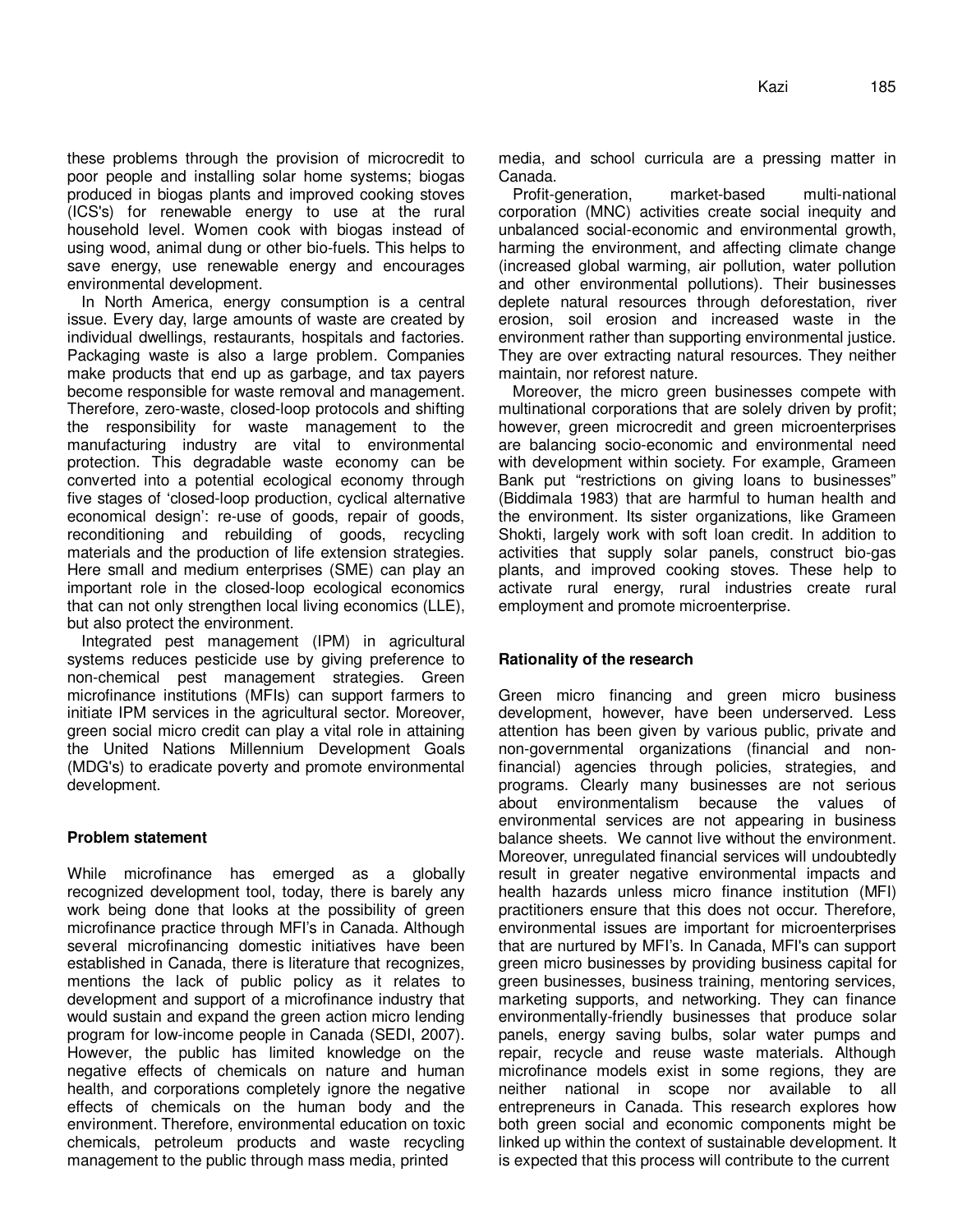these problems through the provision of microcredit to poor people and installing solar home systems; biogas produced in biogas plants and improved cooking stoves (ICS's) for renewable energy to use at the rural household level. Women cook with biogas instead of using wood, animal dung or other bio-fuels. This helps to save energy, use renewable energy and encourages environmental development.

In North America, energy consumption is a central issue. Every day, large amounts of waste are created by individual dwellings, restaurants, hospitals and factories. Packaging waste is also a large problem. Companies make products that end up as garbage, and tax payers become responsible for waste removal and management. Therefore, zero-waste, closed-loop protocols and shifting the responsibility for waste management to the manufacturing industry are vital to environmental protection. This degradable waste economy can be converted into a potential ecological economy through five stages of 'closed-loop production, cyclical alternative economical design': re-use of goods, repair of goods, reconditioning and rebuilding of goods, recycling materials and the production of life extension strategies. Here small and medium enterprises (SME) can play an important role in the closed-loop ecological economics that can not only strengthen local living economics (LLE), but also protect the environment.

Integrated pest management (IPM) in agricultural systems reduces pesticide use by giving preference to non-chemical pest management strategies. Green microfinance institutions (MFIs) can support farmers to initiate IPM services in the agricultural sector. Moreover, green social micro credit can play a vital role in attaining the United Nations Millennium Development Goals (MDG's) to eradicate poverty and promote environmental development.

## Problem statement

While microfinance has emerged as a globally recognized development tool, today, there is barely any work being done that looks at the possibility of green microfinance practice through MFI's in Canada. Although several microfinancing domestic initiatives have been established in Canada, there is literature that recognizes, mentions the lack of public policy as it relates to development and support of a microfinance industry that would sustain and expand the green action micro lending program for low-income people in Canada (SEDI, 2007). However, the public has limited knowledge on the negative effects of chemicals on nature and human health, and corporations completely ignore the negative effects of chemicals on the human body and the environment. Therefore, environmental education on toxic chemicals, petroleum products and waste recycling management to the public through mass media, printed media, and school curricula are a pressing matter in Canada.

Profit-generation, market-based multi-national corporation (MNC) activities create social inequity and unbalanced social-economic and environmental growth, harming the environment, and affecting climate change (increased global warming, air pollution, water pollution and other environmental pollutions). Their businesses deplete natural resources through deforestation, river erosion, soil erosion and increased waste in the environment rather than supporting environmental justice. They are over extracting natural resources. They neither maintain, nor reforest nature.

Moreover, the micro green businesses compete with multinational corporations that are solely driven by profit; however, green microcredit and green microenterprises are balancing socio-economic and environmental need with development within society. For example, Grameen Bank put "restrictions on giving loans to businesses" (Biddimala 1983) that are harmful to human health and the environment. Its sister organizations, like Grameen Shokti, largely work with soft loan credit. In addition to activities that supply solar panels, construct bio-gas plants, and improved cooking stoves. These help to activate rural energy, rural industries create rural employment and promote microenterprise.

## Rationality of the research

Green micro financing and green micro business development, however, have been underserved. Less attention has been given by various public, private and non-governmental organizations (financial and non-financial) agencies through policies, strategies, and programs. Clearly many businesses are not serious about environmentalism because the values of environmental services are not appearing in business balance sheets. We cannot live without the environment. Moreover, unregulated financial services will undoubtedly result in greater negative environmental impacts and health hazards unless micro finance institution (MFI) practitioners ensure that this does not occur. Therefore, environmental issues are important for microenterprises that are nurtured by MFI's. In Canada, MFI's can support green micro businesses by providing business capital for green businesses, business training, mentoring services, marketing supports, and networking. They can finance environmentally-friendly businesses that produce solar panels, energy saving bulbs, solar water pumps and repair, recycle and reuse waste materials. Although microfinance models exist in some regions, they are neither national in scope nor available to all entrepreneurs in Canada. This research explores how both green social and economic components might be linked up within the context of sustainable development. It is expected that this process will contribute to the current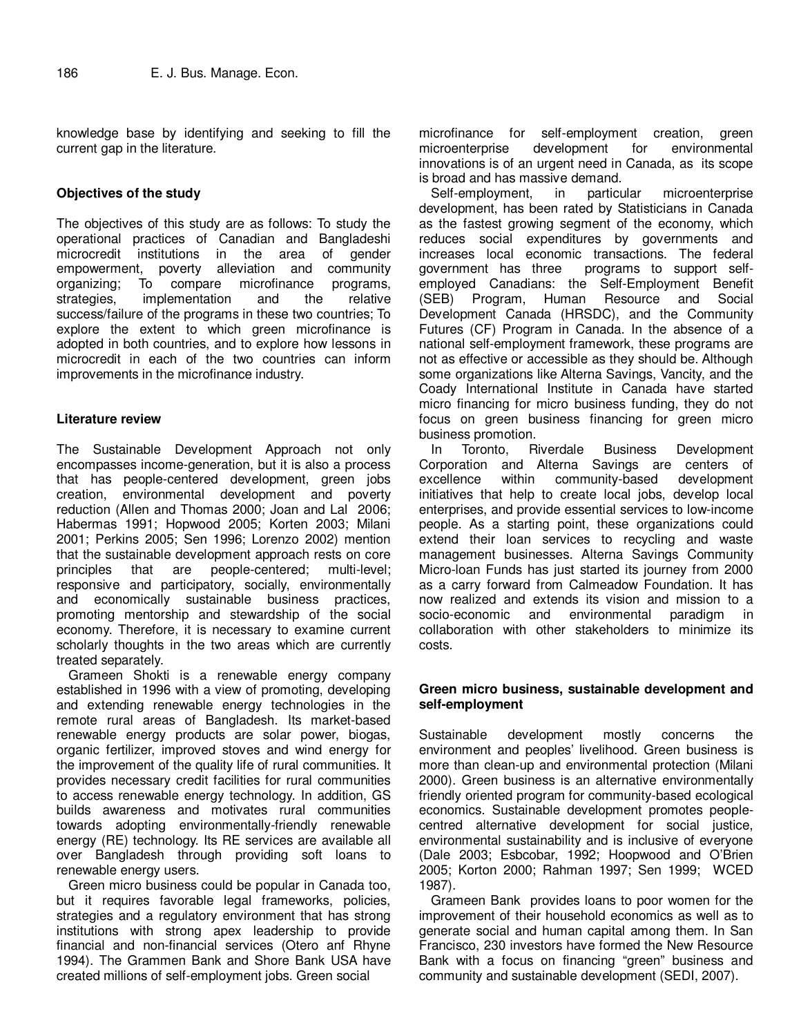knowledge base by identifying and seeking to fill the current gap in the literature.

## Objectives of the study

The objectives of this study are as follows: To study the operational practices of Canadian and Bangladeshi microcredit institutions in the area of gender empowerment, poverty alleviation and community organizing; To compare microfinance programs, strategies, implementation and the relative success/failure of the programs in these two countries; To explore the extent to which green microfinance is adopted in both countries, and to explore how lessons in microcredit in each of the two countries can inform improvements in the microfinance industry.

## Literature review

The Sustainable Development Approach not only encompasses income-generation, but it is also a process that has people-centered development, green jobs creation, environmental development and poverty reduction (Allen and Thomas 2000; Joan and Lal 2006; Habermas 1991; Hopwood 2005; Korten 2003; Milani 2001; Perkins 2005; Sen 1996; Lorenzo 2002) mention that the sustainable development approach rests on core principles that are people-centered; multi-level; responsive and participatory, socially, environmentally and economically sustainable business practices, promoting mentorship and stewardship of the social economy. Therefore, it is necessary to examine current scholarly thoughts in the two areas which are currently treated separately.

Grameen Shokti is a renewable energy company established in 1996 with a view of promoting, developing and extending renewable energy technologies in the remote rural areas of Bangladesh. Its market-based renewable energy products are solar power, biogas, organic fertilizer, improved stoves and wind energy for the improvement of the quality life of rural communities. It provides necessary credit facilities for rural communities to access renewable energy technology. In addition, GS builds awareness and motivates rural communities towards adopting environmentally-friendly renewable energy (RE) technology. Its RE services are available all over Bangladesh through providing soft loans to renewable energy users.

Green micro business could be popular in Canada too, but it requires favorable legal frameworks, policies, strategies and a regulatory environment that has strong institutions with strong apex leadership to provide financial and non-financial services (Otero anf Rhyne 1994). The Grammen Bank and Shore Bank USA have created millions of self-employment jobs. Green social microfinance for self-employment creation, green microenterprise development for environmental innovations is of an urgent need in Canada, as its scope is broad and has massive demand.

Self-employment, in particular microenterprise development, has been rated by Statisticians in Canada as the fastest growing segment of the economy, which reduces social expenditures by governments and increases local economic transactions. The federal government has three programs to support self-employed Canadians: the Self-Employment Benefit (SEB) Program, Human Resource and Social Development Canada (HRSDC), and the Community Futures (CF) Program in Canada. In the absence of a national self-employment framework, these programs are not as effective or accessible as they should be. Although some organizations like Alterna Savings, Vancity, and the Coady International Institute in Canada have started micro financing for micro business funding, they do not focus on green business financing for green micro business promotion.

In Toronto, Riverdale Business Development Corporation and Alterna Savings are centers of excellence within community-based development initiatives that help to create local jobs, develop local enterprises, and provide essential services to low-income people. As a starting point, these organizations could extend their loan services to recycling and waste management businesses. Alterna Savings Community Micro-loan Funds has just started its journey from 2000 as a carry forward from Calmeadow Foundation. It has now realized and extends its vision and mission to a socio-economic and environmental paradigm in collaboration with other stakeholders to minimize its costs.

### Green micro business, sustainable development and self-employment

Sustainable development mostly concerns the environment and peoples' livelihood. Green business is more than clean-up and environmental protection (Milani 2000). Green business is an alternative environmentally friendly oriented program for community-based ecological economics. Sustainable development promotes people-centred alternative development for social justice, environmental sustainability and is inclusive of everyone (Dale 2003; Esbcobar, 1992; Hoopwood and O'Brien 2005; Korton 2000; Rahman 1997; Sen 1999; WCED 1987).

Grameen Bank provides loans to poor women for the improvement of their household economics as well as to generate social and human capital among them. In San Francisco, 230 investors have formed the New Resource Bank with a focus on financing "green" business and community and sustainable development (SEDI, 2007).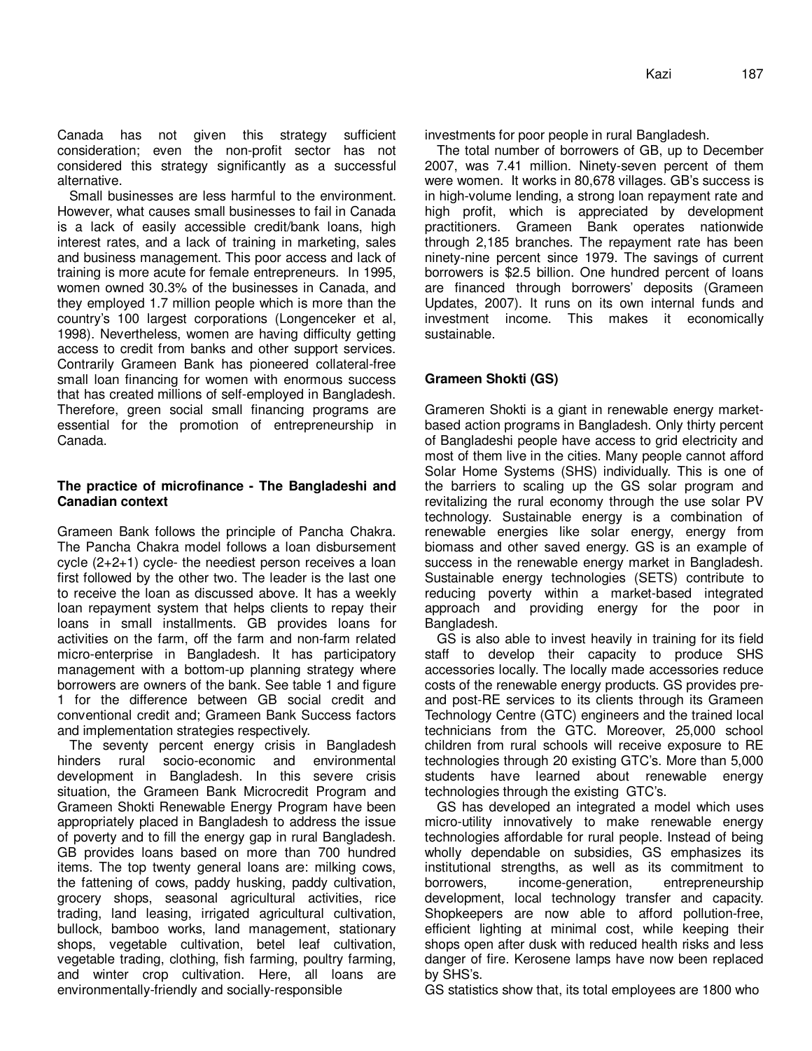Canada has not given this strategy sufficient consideration; even the non-profit sector has not considered this strategy significantly as a successful alternative.

Small businesses are less harmful to the environment. However, what causes small businesses to fail in Canada is a lack of easily accessible credit/bank loans, high interest rates, and a lack of training in marketing, sales and business management. This poor access and lack of training is more acute for female entrepreneurs. In 1995, women owned 30.3% of the businesses in Canada, and they employed 1.7 million people which is more than the country's 100 largest corporations (Longenceker et al, 1998). Nevertheless, women are having difficulty getting access to credit from banks and other support services. Contrarily Grameen Bank has pioneered collateral-free small loan financing for women with enormous success that has created millions of self-employed in Bangladesh. Therefore, green social small financing programs are essential for the promotion of entrepreneurship in Canada.

### The practice of microfinance - The Bangladeshi and Canadian context

Grameen Bank follows the principle of Pancha Chakra. The Pancha Chakra model follows a loan disbursement cycle (2+2+1) cycle- the neediest person receives a loan first followed by the other two. The leader is the last one to receive the loan as discussed above. It has a weekly loan repayment system that helps clients to repay their loans in small installments. GB provides loans for activities on the farm, off the farm and non-farm related micro-enterprise in Bangladesh. It has participatory management with a bottom-up planning strategy where borrowers are owners of the bank. See table 1 and figure 1 for the difference between GB social credit and conventional credit and; Grameen Bank Success factors and implementation strategies respectively.

The seventy percent energy crisis in Bangladesh hinders rural socio-economic and environmental development in Bangladesh. In this severe crisis situation, the Grameen Bank Microcredit Program and Grameen Shokti Renewable Energy Program have been appropriately placed in Bangladesh to address the issue of poverty and to fill the energy gap in rural Bangladesh. GB provides loans based on more than 700 hundred items. The top twenty general loans are: milking cows, the fattening of cows, paddy husking, paddy cultivation, grocery shops, seasonal agricultural activities, rice trading, land leasing, irrigated agricultural cultivation, bullock, bamboo works, land management, stationary shops, vegetable cultivation, betel leaf cultivation, vegetable trading, clothing, fish farming, poultry farming, and winter crop cultivation. Here, all loans are environmentally-friendly and socially-responsible investments for poor people in rural Bangladesh.

The total number of borrowers of GB, up to December 2007, was 7.41 million. Ninety-seven percent of them were women. It works in 80,678 villages. GB's success is in high-volume lending, a strong loan repayment rate and high profit, which is appreciated by development practitioners. Grameen Bank operates nationwide through 2,185 branches. The repayment rate has been ninety-nine percent since 1979. The savings of current borrowers is $2.5 billion. One hundred percent of loans are financed through borrowers' deposits (Grameen Updates, 2007). It runs on its own internal funds and investment income. This makes it economically sustainable.

### Grameen Shokti (GS)

Grameren Shokti is a giant in renewable energy market-based action programs in Bangladesh. Only thirty percent of Bangladeshi people have access to grid electricity and most of them live in the cities. Many people cannot afford Solar Home Systems (SHS) individually. This is one of the barriers to scaling up the GS solar program and revitalizing the rural economy through the use solar PV technology. Sustainable energy is a combination of renewable energies like solar energy, energy from biomass and other saved energy. GS is an example of success in the renewable energy market in Bangladesh. Sustainable energy technologies (SETS) contribute to reducing poverty within a market-based integrated approach and providing energy for the poor in Bangladesh.

GS is also able to invest heavily in training for its field staff to develop their capacity to produce SHS accessories locally. The locally made accessories reduce costs of the renewable energy products. GS provides pre- and post-RE services to its clients through its Grameen Technology Centre (GTC) engineers and the trained local technicians from the GTC. Moreover, 25,000 school children from rural schools will receive exposure to RE technologies through 20 existing GTC's. More than 5,000 students have learned about renewable energy technologies through the existing GTC's.

GS has developed an integrated a model which uses micro-utility innovatively to make renewable energy technologies affordable for rural people. Instead of being wholly dependable on subsidies, GS emphasizes its institutional strengths, as well as its commitment to borrowers, income-generation, entrepreneurship development, local technology transfer and capacity. Shopkeepers are now able to afford pollution-free, efficient lighting at minimal cost, while keeping their shops open after dusk with reduced health risks and less danger of fire. Kerosene lamps have now been replaced by SHS's.

GS statistics show that, its total employees are 1800 who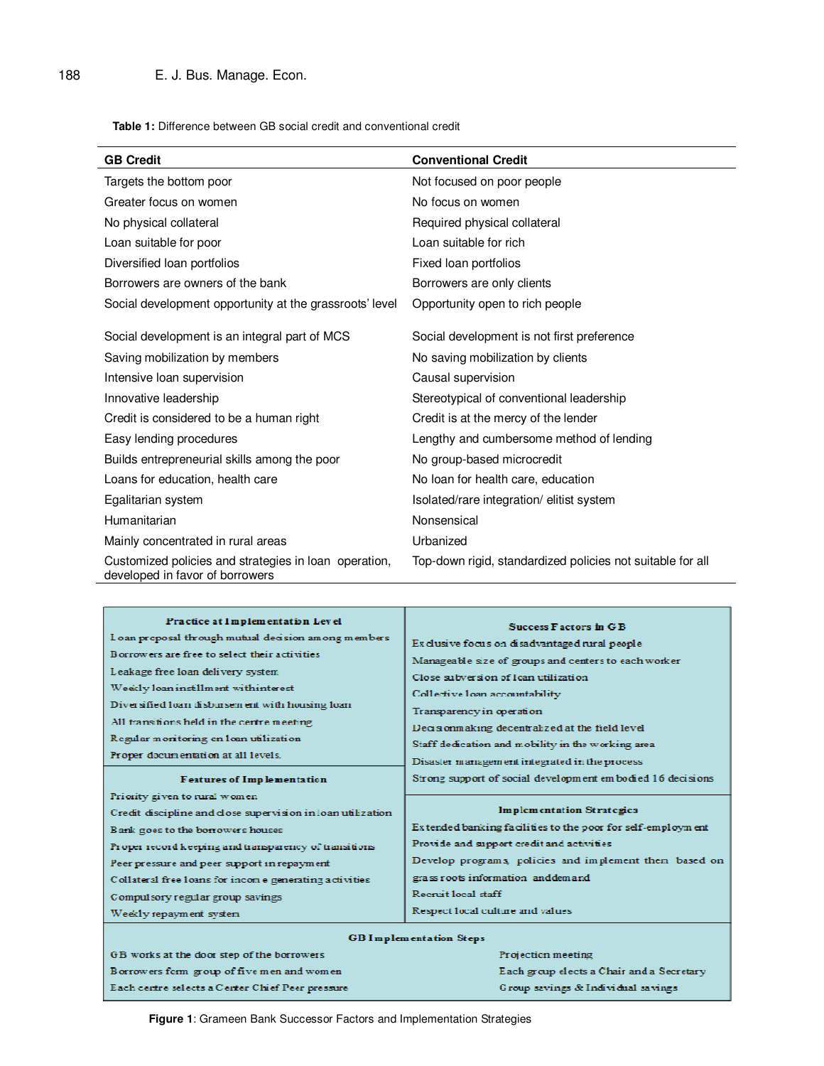**Table 1:** Difference between GB social credit and conventional credit

| GB Credit | Conventional Credit |
|---|---|
| Targets the bottom poor | Not focused on poor people |
| Greater focus on women | No focus on women |
| No physical collateral | Required physical collateral |
| Loan suitable for poor | Loan suitable for rich |
| Diversified loan portfolios | Fixed loan portfolios |
| Borrowers are owners of the bank | Borrowers are only clients |
| Social development opportunity at the grassroots' level | Opportunity open to rich people |
| Social development is an integral part of MCS | Social development is not first preference |
| Saving mobilization by members | No saving mobilization by clients |
| Intensive loan supervision | Causal supervision |
| Innovative leadership | Stereotypical of conventional leadership |
| Credit is considered to be a human right | Credit is at the mercy of the lender |
| Easy lending procedures | Lengthy and cumbersome method of lending |
| Builds entrepreneurial skills among the poor | No group-based microcredit |
| Loans for education, health care | No loan for health care, education |
| Egalitarian system | Isolated/rare integration/ elitist system |
| Humanitarian | Nonsensical |
| Mainly concentrated in rural areas | Urbanized |
| Customized policies and strategies in loan operation, developed in favor of borrowers | Top-down rigid, standardized policies not suitable for all |

**Practice at Implementation Level**

- Loan proposal through mutual decision among members
- Borrowers are free to select their activities
- Leakage free loan delivery system
- Weekly loan instllment with interest
- Diversified loan disbursement with housing loan
- All transitions held in the centre meeting
- Regular monitoring on loan utilization
- Proper documentation at all levels.

**Features of Implementation**

- Priority given to rural women
- Credit discipline and close supervision in loan utilization
- Bank goes to the borrowers houses
- Proper record keeping and transparency of transitions
- Peer pressure and peer support in repayment
- Collateral free loans for income generating activities
- Compulsory regular group savings
- Weekly repayment system

**Success Factors in GB**

- Exclusive focus on disadvantaged rural people
- Manageable size of groups and centers to each worker
- Close subversion of loan utilization
- Collective loan accountability
- Transparency in operation
- Decision making decentralized at the field level
- Staff dedication and mobility in the working area
- Disaster management integrated in the process
- Strong support of social development embodied 16 decisions

**Implementation Strategies**

- Extended banking facilities to the poor for self-employment
- Provide and support credit and activities
- Develop programs, policies and implement them based on grass roots information and demand
- Recruit local staff
- Respect local culture and values

**GB Implementation Steps**

- GB works at the door step of the borrowers
- Borrowers form group of five men and women
- Each centre selects a Center Chief Peer pressure
- Projection meeting
- Each group elects a Chair and a Secretary
- Group savings & Individual savings

**Figure 1**: Grameen Bank Successor Factors and Implementation Strategies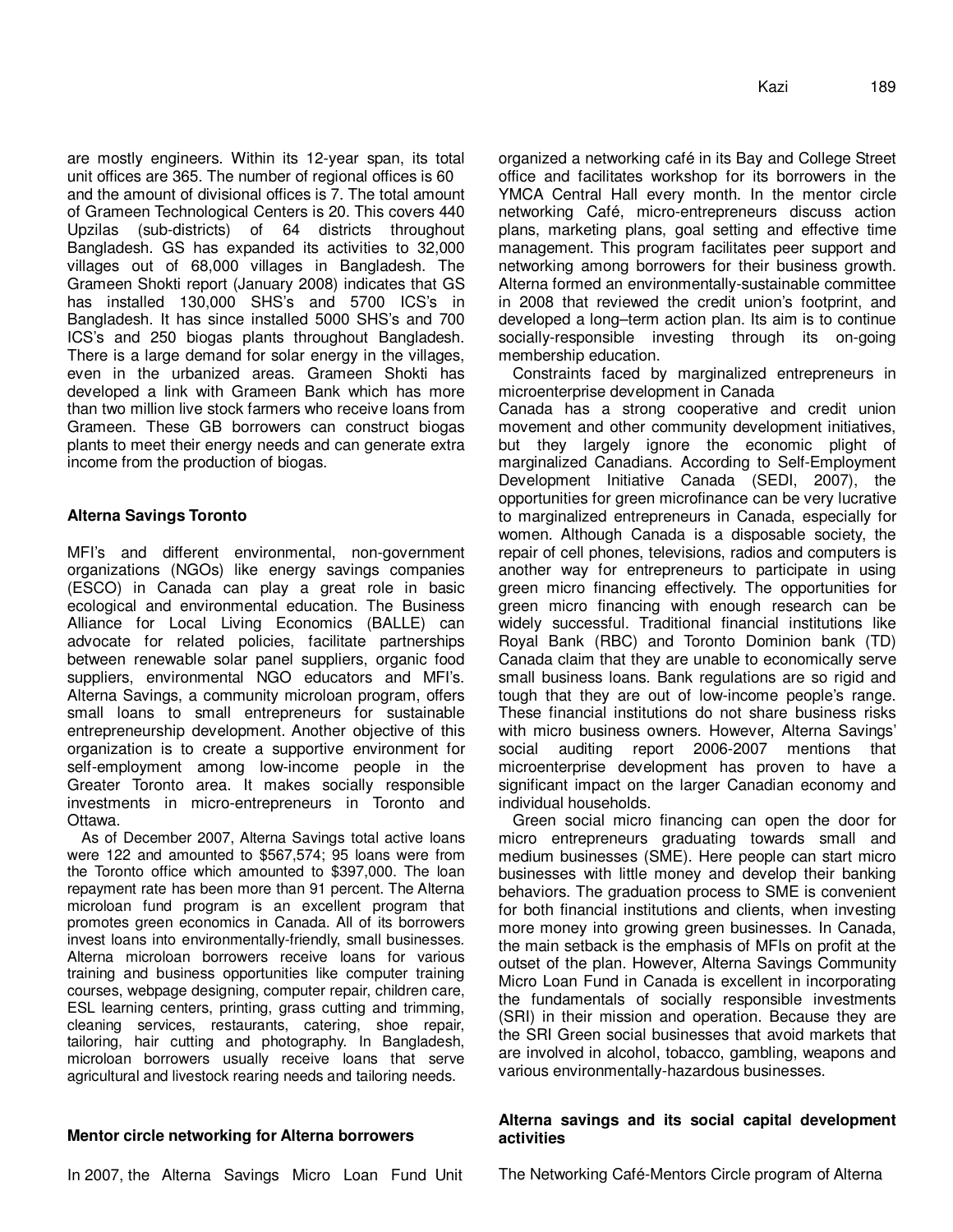are mostly engineers. Within its 12-year span, its total unit offices are 365. The number of regional offices is 60 and the amount of divisional offices is 7. The total amount of Grameen Technological Centers is 20. This covers 440 Upzilas (sub-districts) of 64 districts throughout Bangladesh. GS has expanded its activities to 32,000 villages out of 68,000 villages in Bangladesh. The Grameen Shokti report (January 2008) indicates that GS has installed 130,000 SHS's and 5700 ICS's in Bangladesh. It has since installed 5000 SHS's and 700 ICS's and 250 biogas plants throughout Bangladesh. There is a large demand for solar energy in the villages, even in the urbanized areas. Grameen Shokti has developed a link with Grameen Bank which has more than two million live stock farmers who receive loans from Grameen. These GB borrowers can construct biogas plants to meet their energy needs and can generate extra income from the production of biogas.

## Alterna Savings Toronto

MFI's and different environmental, non-government organizations (NGOs) like energy savings companies (ESCO) in Canada can play a great role in basic ecological and environmental education. The Business Alliance for Local Living Economics (BALLE) can advocate for related policies, facilitate partnerships between renewable solar panel suppliers, organic food suppliers, environmental NGO educators and MFI's. Alterna Savings, a community microloan program, offers small loans to small entrepreneurs for sustainable entrepreneurship development. Another objective of this organization is to create a supportive environment for self-employment among low-income people in the Greater Toronto area. It makes socially responsible investments in micro-entrepreneurs in Toronto and Ottawa.

As of December 2007, Alterna Savings total active loans were 122 and amounted to $567,574; 95 loans were from the Toronto office which amounted to $397,000. The loan repayment rate has been more than 91 percent. The Alterna microloan fund program is an excellent program that promotes green economics in Canada. All of its borrowers invest loans into environmentally-friendly, small businesses. Alterna microloan borrowers receive loans for various training and business opportunities like computer training courses, webpage designing, computer repair, children care, ESL learning centers, printing, grass cutting and trimming, cleaning services, restaurants, catering, shoe repair, tailoring, hair cutting and photography. In Bangladesh, microloan borrowers usually receive loans that serve agricultural and livestock rearing needs and tailoring needs.

## Mentor circle networking for Alterna borrowers

In 2007, the Alterna Savings Micro Loan Fund Unit organized a networking café in its Bay and College Street office and facilitates workshop for its borrowers in the YMCA Central Hall every month. In the mentor circle networking Café, micro-entrepreneurs discuss action plans, marketing plans, goal setting and effective time management. This program facilitates peer support and networking among borrowers for their business growth. Alterna formed an environmentally-sustainable committee in 2008 that reviewed the credit union's footprint, and developed a long–term action plan. Its aim is to continue socially-responsible investing through its on-going membership education.

Constraints faced by marginalized entrepreneurs in microenterprise development in Canada

Canada has a strong cooperative and credit union movement and other community development initiatives, but they largely ignore the economic plight of marginalized Canadians. According to Self-Employment Development Initiative Canada (SEDI, 2007), the opportunities for green microfinance can be very lucrative to marginalized entrepreneurs in Canada, especially for women. Although Canada is a disposable society, the repair of cell phones, televisions, radios and computers is another way for entrepreneurs to participate in using green micro financing effectively. The opportunities for green micro financing with enough research can be widely successful. Traditional financial institutions like Royal Bank (RBC) and Toronto Dominion bank (TD) Canada claim that they are unable to economically serve small business loans. Bank regulations are so rigid and tough that they are out of low-income people's range. These financial institutions do not share business risks with micro business owners. However, Alterna Savings' social auditing report 2006-2007 mentions that microenterprise development has proven to have a significant impact on the larger Canadian economy and individual households.

Green social micro financing can open the door for micro entrepreneurs graduating towards small and medium businesses (SME). Here people can start micro businesses with little money and develop their banking behaviors. The graduation process to SME is convenient for both financial institutions and clients, when investing more money into growing green businesses. In Canada, the main setback is the emphasis of MFIs on profit at the outset of the plan. However, Alterna Savings Community Micro Loan Fund in Canada is excellent in incorporating the fundamentals of socially responsible investments (SRI) in their mission and operation. Because they are the SRI Green social businesses that avoid markets that are involved in alcohol, tobacco, gambling, weapons and various environmentally-hazardous businesses.

## Alterna savings and its social capital development activities

The Networking Café-Mentors Circle program of Alterna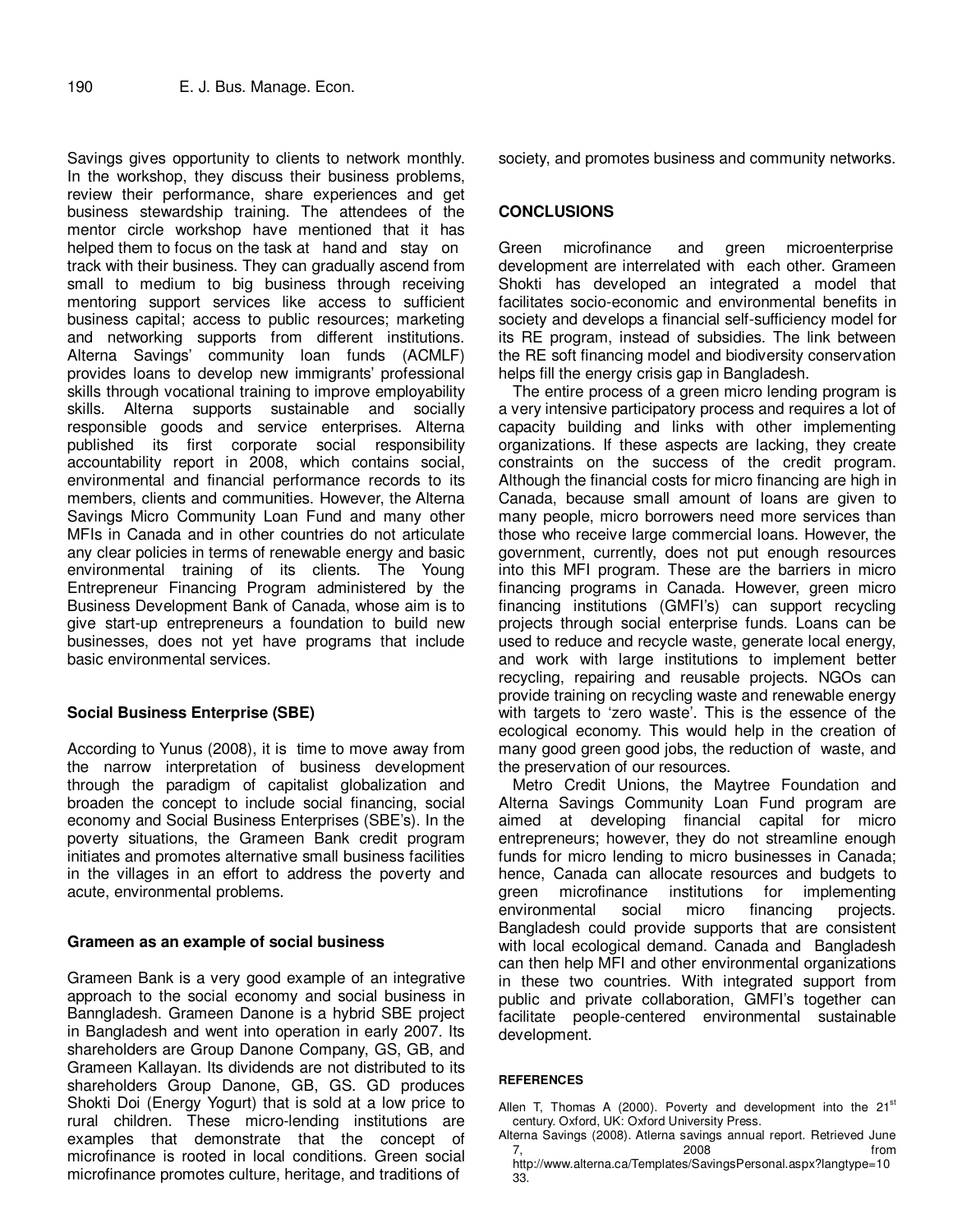Savings gives opportunity to clients to network monthly. In the workshop, they discuss their business problems, review their performance, share experiences and get business stewardship training. The attendees of the mentor circle workshop have mentioned that it has helped them to focus on the task at hand and stay on track with their business. They can gradually ascend from small to medium to big business through receiving mentoring support services like access to sufficient business capital; access to public resources; marketing and networking supports from different institutions. Alterna Savings' community loan funds (ACMLF) provides loans to develop new immigrants' professional skills through vocational training to improve employability skills. Alterna supports sustainable and socially responsible goods and service enterprises. Alterna published its first corporate social responsibility accountability report in 2008, which contains social, environmental and financial performance records to its members, clients and communities. However, the Alterna Savings Micro Community Loan Fund and many other MFIs in Canada and in other countries do not articulate any clear policies in terms of renewable energy and basic environmental training of its clients. The Young Entrepreneur Financing Program administered by the Business Development Bank of Canada, whose aim is to give start-up entrepreneurs a foundation to build new businesses, does not yet have programs that include basic environmental services.

### Social Business Enterprise (SBE)

According to Yunus (2008), it is time to move away from the narrow interpretation of business development through the paradigm of capitalist globalization and broaden the concept to include social financing, social economy and Social Business Enterprises (SBE's). In the poverty situations, the Grameen Bank credit program initiates and promotes alternative small business facilities in the villages in an effort to address the poverty and acute, environmental problems.

### Grameen as an example of social business

Grameen Bank is a very good example of an integrative approach to the social economy and social business in Banngladesh. Grameen Danone is a hybrid SBE project in Bangladesh and went into operation in early 2007. Its shareholders are Group Danone Company, GS, GB, and Grameen Kallayan. Its dividends are not distributed to its shareholders Group Danone, GB, GS. GD produces Shokti Doi (Energy Yogurt) that is sold at a low price to rural children. These micro-lending institutions are examples that demonstrate that the concept of microfinance is rooted in local conditions. Green social microfinance promotes culture, heritage, and traditions of society, and promotes business and community networks.

## CONCLUSIONS

Green microfinance and green microenterprise development are interrelated with each other. Grameen Shokti has developed an integrated a model that facilitates socio-economic and environmental benefits in society and develops a financial self-sufficiency model for its RE program, instead of subsidies. The link between the RE soft financing model and biodiversity conservation helps fill the energy crisis gap in Bangladesh.

The entire process of a green micro lending program is a very intensive participatory process and requires a lot of capacity building and links with other implementing organizations. If these aspects are lacking, they create constraints on the success of the credit program. Although the financial costs for micro financing are high in Canada, because small amount of loans are given to many people, micro borrowers need more services than those who receive large commercial loans. However, the government, currently, does not put enough resources into this MFI program. These are the barriers in micro financing programs in Canada. However, green micro financing institutions (GMFI's) can support recycling projects through social enterprise funds. Loans can be used to reduce and recycle waste, generate local energy, and work with large institutions to implement better recycling, repairing and reusable projects. NGOs can provide training on recycling waste and renewable energy with targets to 'zero waste'. This is the essence of the ecological economy. This would help in the creation of many good green good jobs, the reduction of waste, and the preservation of our resources.

Metro Credit Unions, the Maytree Foundation and Alterna Savings Community Loan Fund program are aimed at developing financial capital for micro entrepreneurs; however, they do not streamline enough funds for micro lending to micro businesses in Canada; hence, Canada can allocate resources and budgets to green microfinance institutions for implementing environmental social micro financing projects. Bangladesh could provide supports that are consistent with local ecological demand. Canada and Bangladesh can then help MFI and other environmental organizations in these two countries. With integrated support from public and private collaboration, GMFI's together can facilitate people-centered environmental sustainable development.

#### REFERENCES

Allen T, Thomas A (2000). Poverty and development into the 21st century. Oxford, UK: Oxford University Press.

Alterna Savings (2008). Atlerna savings annual report. Retrieved June 7, 2008 from http://www.alterna.ca/Templates/SavingsPersonal.aspx?langtype=1033.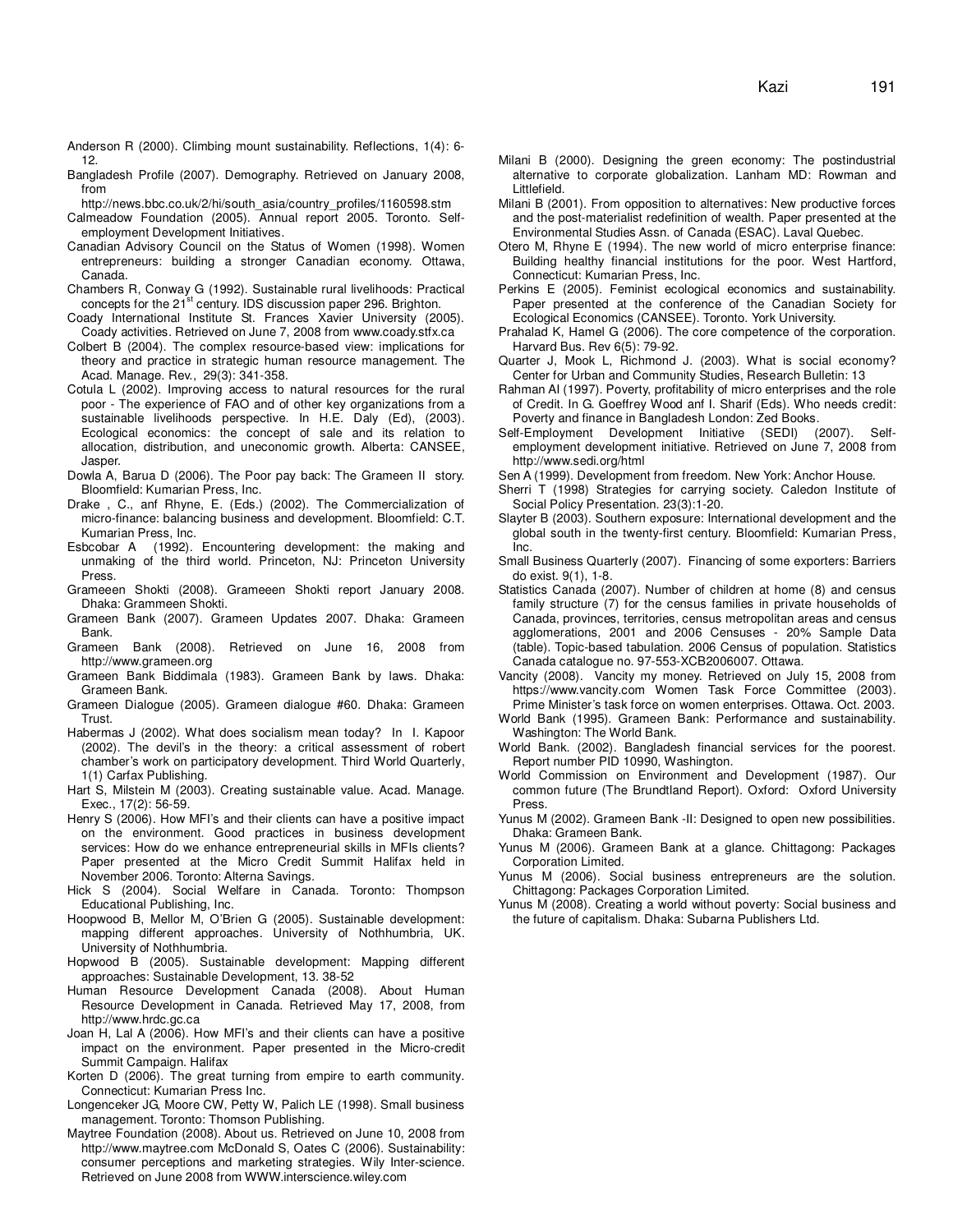Anderson R (2000). Climbing mount sustainability. Reflections, 1(4): 6-12.

Bangladesh Profile (2007). Demography. Retrieved on January 2008, from http://news.bbc.co.uk/2/hi/south_asia/country_profiles/1160598.stm

Calmeadow Foundation (2005). Annual report 2005. Toronto. Self-employment Development Initiatives.

Canadian Advisory Council on the Status of Women (1998). Women entrepreneurs: building a stronger Canadian economy. Ottawa, Canada.

Chambers R, Conway G (1992). Sustainable rural livelihoods: Practical concepts for the 21st century. IDS discussion paper 296. Brighton.

Coady International Institute St. Frances Xavier University (2005). Coady activities. Retrieved on June 7, 2008 from www.coady.stfx.ca

Colbert B (2004). The complex resource-based view: implications for theory and practice in strategic human resource management. The Acad. Manage. Rev., 29(3): 341-358.

Cotula L (2002). Improving access to natural resources for the rural poor - The experience of FAO and of other key organizations from a sustainable livelihoods perspective. In H.E. Daly (Ed), (2003). Ecological economics: the concept of sale and its relation to allocation, distribution, and uneconomic growth. Alberta: CANSEE, Jasper.

Dowla A, Barua D (2006). The Poor pay back: The Grameen II story. Bloomfield: Kumarian Press, Inc.

Drake , C., anf Rhyne, E. (Eds.) (2002). The Commercialization of micro-finance: balancing business and development. Bloomfield: C.T. Kumarian Press, Inc.

Esbcobar A (1992). Encountering development: the making and unmaking of the third world. Princeton, NJ: Princeton University Press.

Grameeen Shokti (2008). Grameeen Shokti report January 2008. Dhaka: Grammeen Shokti.

Grameen Bank (2007). Grameen Updates 2007. Dhaka: Grameen Bank.

Grameen Bank (2008). Retrieved on June 16, 2008 from http://www.grameen.org

Grameen Bank Biddimala (1983). Grameen Bank by laws. Dhaka: Grameen Bank.

Grameen Dialogue (2005). Grameen dialogue #60. Dhaka: Grameen Trust.

Habermas J (2002). What does socialism mean today? In I. Kapoor (2002). The devil's in the theory: a critical assessment of robert chamber's work on participatory development. Third World Quarterly, 1(1) Carfax Publishing.

Hart S, Milstein M (2003). Creating sustainable value. Acad. Manage. Exec., 17(2): 56-59.

Henry S (2006). How MFI's and their clients can have a positive impact on the environment. Good practices in business development services: How do we enhance entrepreneurial skills in MFIs clients? Paper presented at the Micro Credit Summit Halifax held in November 2006. Toronto: Alterna Savings.

Hick S (2004). Social Welfare in Canada. Toronto: Thompson Educational Publishing, Inc.

Hoopwood B, Mellor M, O'Brien G (2005). Sustainable development: mapping different approaches. University of Nothhumbria, UK. University of Nothhumbria.

Hopwood B (2005). Sustainable development: Mapping different approaches: Sustainable Development, 13. 38-52

Human Resource Development Canada (2008). About Human Resource Development in Canada. Retrieved May 17, 2008, from http://www.hrdc.gc.ca

Joan H, Lal A (2006). How MFI's and their clients can have a positive impact on the environment. Paper presented in the Micro-credit Summit Campaign. Halifax

Korten D (2006). The great turning from empire to earth community. Connecticut: Kumarian Press Inc.

Longenceker JG, Moore CW, Petty W, Palich LE (1998). Small business management. Toronto: Thomson Publishing.

Maytree Foundation (2008). About us. Retrieved on June 10, 2008 from http://www.maytree.com McDonald S, Oates C (2006). Sustainability: consumer perceptions and marketing strategies. Wily Inter-science. Retrieved on June 2008 from WWW.interscience.wiley.com

Milani B (2000). Designing the green economy: The postindustrial alternative to corporate globalization. Lanham MD: Rowman and Littlefield.

Milani B (2001). From opposition to alternatives: New productive forces and the post-materialist redefinition of wealth. Paper presented at the Environmental Studies Assn. of Canada (ESAC). Laval Quebec.

Otero M, Rhyne E (1994). The new world of micro enterprise finance: Building healthy financial institutions for the poor. West Hartford, Connecticut: Kumarian Press, Inc.

Perkins E (2005). Feminist ecological economics and sustainability. Paper presented at the conference of the Canadian Society for Ecological Economics (CANSEE). Toronto. York University.

Prahalad K, Hamel G (2006). The core competence of the corporation. Harvard Bus. Rev 6(5): 79-92.

Quarter J, Mook L, Richmond J. (2003). What is social economy? Center for Urban and Community Studies, Research Bulletin: 13

Rahman AI (1997). Poverty, profitability of micro enterprises and the role of Credit. In G. Goeffrey Wood anf I. Sharif (Eds). Who needs credit: Poverty and finance in Bangladesh London: Zed Books.

Self-Employment Development Initiative (SEDI) (2007). Self-employment development initiative. Retrieved on June 7, 2008 from http://www.sedi.org/html

Sen A (1999). Development from freedom. New York: Anchor House.

Sherri T (1998) Strategies for carrying society. Caledon Institute of Social Policy Presentation. 23(3):1-20.

Slayter B (2003). Southern exposure: International development and the global south in the twenty-first century. Bloomfield: Kumarian Press, Inc.

Small Business Quarterly (2007). Financing of some exporters: Barriers do exist. 9(1), 1-8.

Statistics Canada (2007). Number of children at home (8) and census family structure (7) for the census families in private households of Canada, provinces, territories, census metropolitan areas and census agglomerations, 2001 and 2006 Censuses - 20% Sample Data (table). Topic-based tabulation. 2006 Census of population. Statistics Canada catalogue no. 97-553-XCB2006007. Ottawa.

Vancity (2008). Vancity my money. Retrieved on July 15, 2008 from https://www.vancity.com Women Task Force Committee (2003). Prime Minister's task force on women enterprises. Ottawa. Oct. 2003.

World Bank (1995). Grameen Bank: Performance and sustainability. Washington: The World Bank.

World Bank. (2002). Bangladesh financial services for the poorest. Report number PID 10990, Washington.

World Commission on Environment and Development (1987). Our common future (The Brundtland Report). Oxford: Oxford University Press.

Yunus M (2002). Grameen Bank -II: Designed to open new possibilities. Dhaka: Grameen Bank.

Yunus M (2006). Grameen Bank at a glance. Chittagong: Packages Corporation Limited.

Yunus M (2006). Social business entrepreneurs are the solution. Chittagong: Packages Corporation Limited.

Yunus M (2008). Creating a world without poverty: Social business and the future of capitalism. Dhaka: Subarna Publishers Ltd.